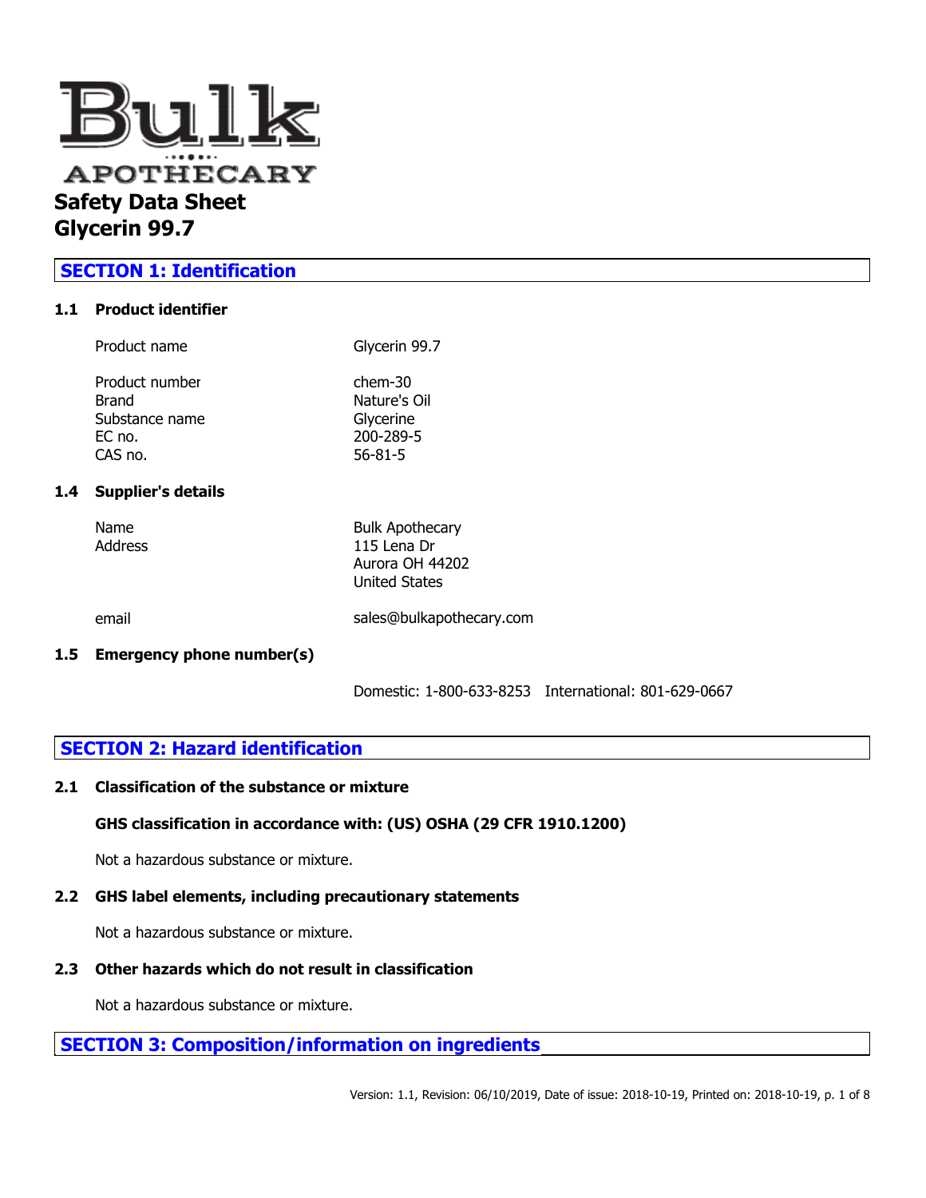# Bulk APOTHECARY

# Safety Data Sheet
# Glycerin 99.7

## SECTION 1: Identification

### 1.1 Product identifier

| | |
|---|---|
| Product name | Glycerin 99.7 |
| Product number | chem-30 |
| Brand | Nature's Oil |
| Substance name | Glycerine |
| EC no. | 200-289-5 |
| CAS no. | 56-81-5 |

### 1.4 Supplier's details

| | |
|---|---|
| Name | Bulk Apothecary |
| Address | 115 Lena Dr<br>Aurora OH 44202<br>United States |
| email | sales@bulkapothecary.com |

### 1.5 Emergency phone number(s)

Domestic: 1-800-633-8253 International: 801-629-0667

## SECTION 2: Hazard identification

### 2.1 Classification of the substance or mixture

**GHS classification in accordance with: (US) OSHA (29 CFR 1910.1200)**

Not a hazardous substance or mixture.

### 2.2 GHS label elements, including precautionary statements

Not a hazardous substance or mixture.

### 2.3 Other hazards which do not result in classification

Not a hazardous substance or mixture.

## SECTION 3: Composition/information on ingredients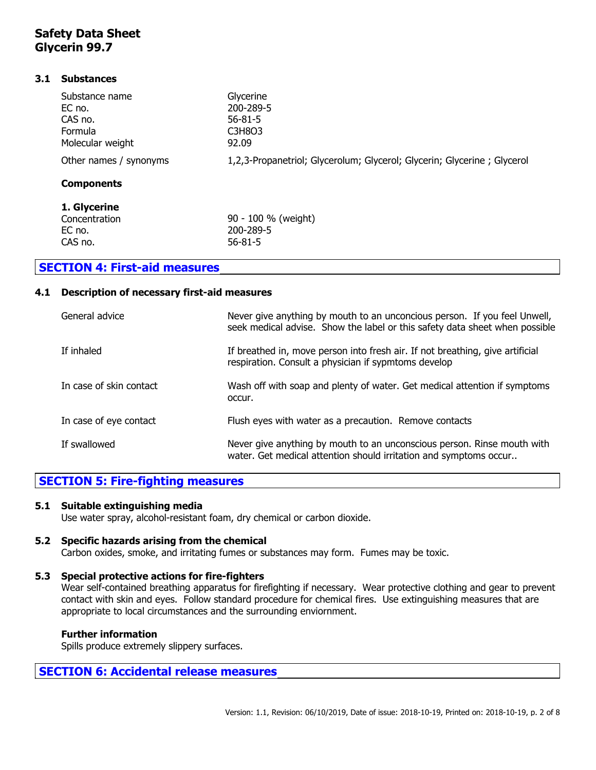# Safety Data Sheet
# Glycerin 99.7

### 3.1 Substances

| | |
|---|---|
| Substance name | Glycerine |
| EC no. | 200-289-5 |
| CAS no. | 56-81-5 |
| Formula | C3H8O3 |
| Molecular weight | 92.09 |
| Other names / synonyms | 1,2,3-Propanetriol; Glycerolum; Glycerol; Glycerin; Glycerine ; Glycerol |

**Components**

**1. Glycerine**

| | |
|---|---|
| Concentration | 90 - 100 % (weight) |
| EC no. | 200-289-5 |
| CAS no. | 56-81-5 |

## SECTION 4: First-aid measures

### 4.1 Description of necessary first-aid measures

| | |
|---|---|
| General advice | Never give anything by mouth to an unconcious person. If you feel Unwell, seek medical advise. Show the label or this safety data sheet when possible |
| If inhaled | If breathed in, move person into fresh air. If not breathing, give artificial respiration. Consult a physician if sypmtoms develop |
| In case of skin contact | Wash off with soap and plenty of water. Get medical attention if symptoms occur. |
| In case of eye contact | Flush eyes with water as a precaution. Remove contacts |
| If swallowed | Never give anything by mouth to an unconscious person. Rinse mouth with water. Get medical attention should irritation and symptoms occur.. |

## SECTION 5: Fire-fighting measures

### 5.1 Suitable extinguishing media

Use water spray, alcohol-resistant foam, dry chemical or carbon dioxide.

### 5.2 Specific hazards arising from the chemical

Carbon oxides, smoke, and irritating fumes or substances may form. Fumes may be toxic.

### 5.3 Special protective actions for fire-fighters

Wear self-contained breathing apparatus for firefighting if necessary. Wear protective clothing and gear to prevent contact with skin and eyes. Follow standard procedure for chemical fires. Use extinguishing measures that are appropriate to local circumstances and the surrounding enviornment.

**Further information**

Spills produce extremely slippery surfaces.

## SECTION 6: Accidental release measures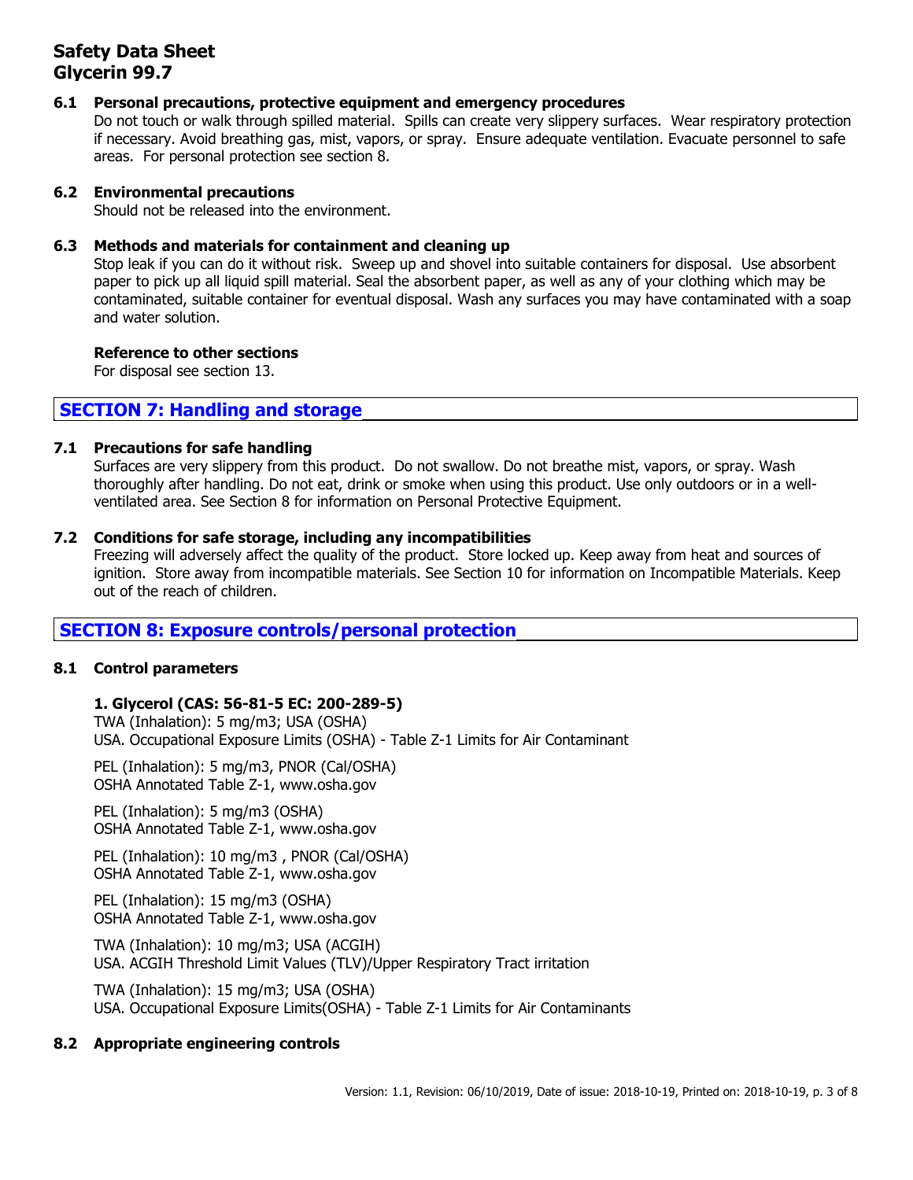### 6.1 Personal precautions, protective equipment and emergency procedures

Do not touch or walk through spilled material. Spills can create very slippery surfaces. Wear respiratory protection if necessary. Avoid breathing gas, mist, vapors, or spray. Ensure adequate ventilation. Evacuate personnel to safe areas. For personal protection see section 8.

### 6.2 Environmental precautions

Should not be released into the environment.

### 6.3 Methods and materials for containment and cleaning up

Stop leak if you can do it without risk. Sweep up and shovel into suitable containers for disposal. Use absorbent paper to pick up all liquid spill material. Seal the absorbent paper, as well as any of your clothing which may be contaminated, suitable container for eventual disposal. Wash any surfaces you may have contaminated with a soap and water solution.

**Reference to other sections**

For disposal see section 13.

## SECTION 7: Handling and storage

### 7.1 Precautions for safe handling

Surfaces are very slippery from this product. Do not swallow. Do not breathe mist, vapors, or spray. Wash thoroughly after handling. Do not eat, drink or smoke when using this product. Use only outdoors or in a well-ventilated area. See Section 8 for information on Personal Protective Equipment.

### 7.2 Conditions for safe storage, including any incompatibilities

Freezing will adversely affect the quality of the product. Store locked up. Keep away from heat and sources of ignition. Store away from incompatible materials. See Section 10 for information on Incompatible Materials. Keep out of the reach of children.

## SECTION 8: Exposure controls/personal protection

### 8.1 Control parameters

**1. Glycerol (CAS: 56-81-5 EC: 200-289-5)**

TWA (Inhalation): 5 mg/m3; USA (OSHA)
USA. Occupational Exposure Limits (OSHA) - Table Z-1 Limits for Air Contaminant

PEL (Inhalation): 5 mg/m3, PNOR (Cal/OSHA)
OSHA Annotated Table Z-1, www.osha.gov

PEL (Inhalation): 5 mg/m3 (OSHA)
OSHA Annotated Table Z-1, www.osha.gov

PEL (Inhalation): 10 mg/m3 , PNOR (Cal/OSHA)
OSHA Annotated Table Z-1, www.osha.gov

PEL (Inhalation): 15 mg/m3 (OSHA)
OSHA Annotated Table Z-1, www.osha.gov

TWA (Inhalation): 10 mg/m3; USA (ACGIH)
USA. ACGIH Threshold Limit Values (TLV)/Upper Respiratory Tract irritation

TWA (Inhalation): 15 mg/m3; USA (OSHA)
USA. Occupational Exposure Limits(OSHA) - Table Z-1 Limits for Air Contaminants

### 8.2 Appropriate engineering controls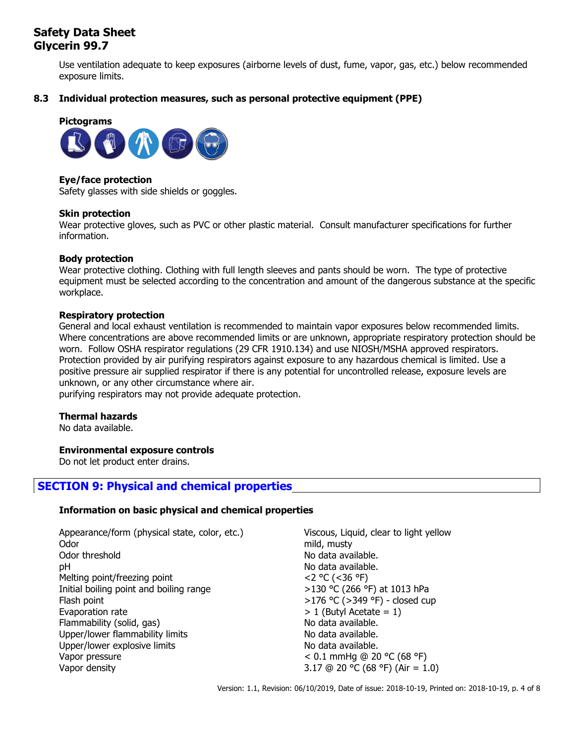Use ventilation adequate to keep exposures (airborne levels of dust, fume, vapor, gas, etc.) below recommended exposure limits.

### 8.3 Individual protection measures, such as personal protective equipment (PPE)

**Pictograms**

**Eye/face protection**
Safety glasses with side shields or goggles.

**Skin protection**
Wear protective gloves, such as PVC or other plastic material. Consult manufacturer specifications for further information.

**Body protection**
Wear protective clothing. Clothing with full length sleeves and pants should be worn. The type of protective equipment must be selected according to the concentration and amount of the dangerous substance at the specific workplace.

**Respiratory protection**
General and local exhaust ventilation is recommended to maintain vapor exposures below recommended limits. Where concentrations are above recommended limits or are unknown, appropriate respiratory protection should be worn. Follow OSHA respirator regulations (29 CFR 1910.134) and use NIOSH/MSHA approved respirators. Protection provided by air purifying respirators against exposure to any hazardous chemical is limited. Use a positive pressure air supplied respirator if there is any potential for uncontrolled release, exposure levels are unknown, or any other circumstance where air.
purifying respirators may not provide adequate protection.

**Thermal hazards**
No data available.

**Environmental exposure controls**
Do not let product enter drains.

## SECTION 9: Physical and chemical properties

**Information on basic physical and chemical properties**

| | |
|---|---|
| Appearance/form (physical state, color, etc.) | Viscous, Liquid, clear to light yellow |
| Odor | mild, musty |
| Odor threshold | No data available. |
| pH | No data available. |
| Melting point/freezing point | <2 °C (<36 °F) |
| Initial boiling point and boiling range | >130 °C (266 °F) at 1013 hPa |
| Flash point | >176 °C (>349 °F) - closed cup |
| Evaporation rate | > 1 (Butyl Acetate = 1) |
| Flammability (solid, gas) | No data available. |
| Upper/lower flammability limits | No data available. |
| Upper/lower explosive limits | No data available. |
| Vapor pressure | < 0.1 mmHg @ 20 °C (68 °F) |
| Vapor density | 3.17 @ 20 °C (68 °F) (Air = 1.0) |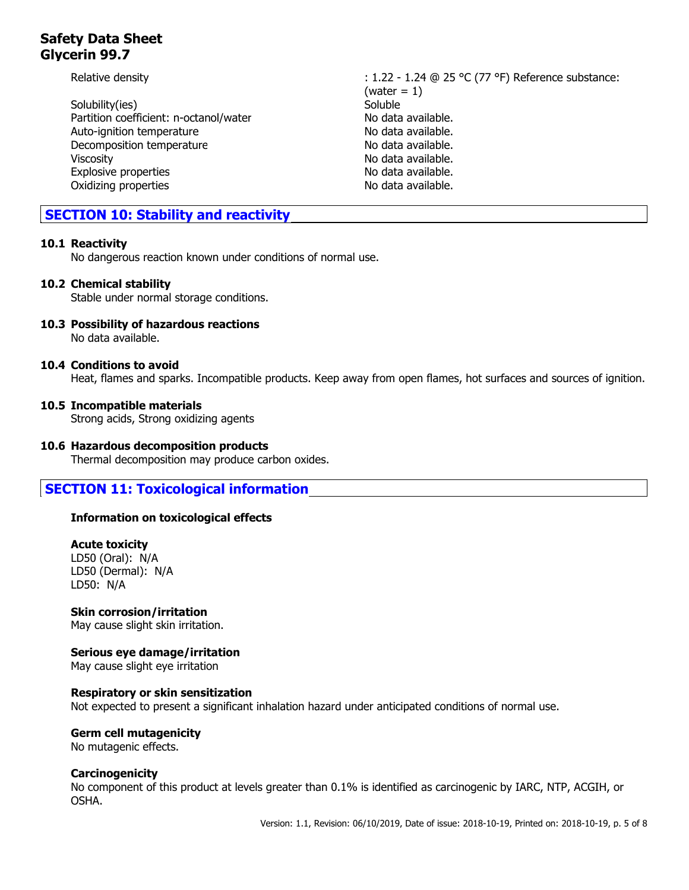| | |
|---|---|
| Relative density | : 1.22 - 1.24 @ 25 °C (77 °F) Reference substance: (water = 1) |
| Solubility(ies) | Soluble |
| Partition coefficient: n-octanol/water | No data available. |
| Auto-ignition temperature | No data available. |
| Decomposition temperature | No data available. |
| Viscosity | No data available. |
| Explosive properties | No data available. |
| Oxidizing properties | No data available. |

## SECTION 10: Stability and reactivity

### 10.1 Reactivity
No dangerous reaction known under conditions of normal use.

### 10.2 Chemical stability
Stable under normal storage conditions.

### 10.3 Possibility of hazardous reactions
No data available.

### 10.4 Conditions to avoid
Heat, flames and sparks. Incompatible products. Keep away from open flames, hot surfaces and sources of ignition.

### 10.5 Incompatible materials
Strong acids, Strong oxidizing agents

### 10.6 Hazardous decomposition products
Thermal decomposition may produce carbon oxides.

## SECTION 11: Toxicological information

**Information on toxicological effects**

**Acute toxicity**
LD50 (Oral): N/A
LD50 (Dermal): N/A
LD50: N/A

**Skin corrosion/irritation**
May cause slight skin irritation.

**Serious eye damage/irritation**
May cause slight eye irritation

**Respiratory or skin sensitization**
Not expected to present a significant inhalation hazard under anticipated conditions of normal use.

**Germ cell mutagenicity**
No mutagenic effects.

**Carcinogenicity**
No component of this product at levels greater than 0.1% is identified as carcinogenic by IARC, NTP, ACGIH, or OSHA.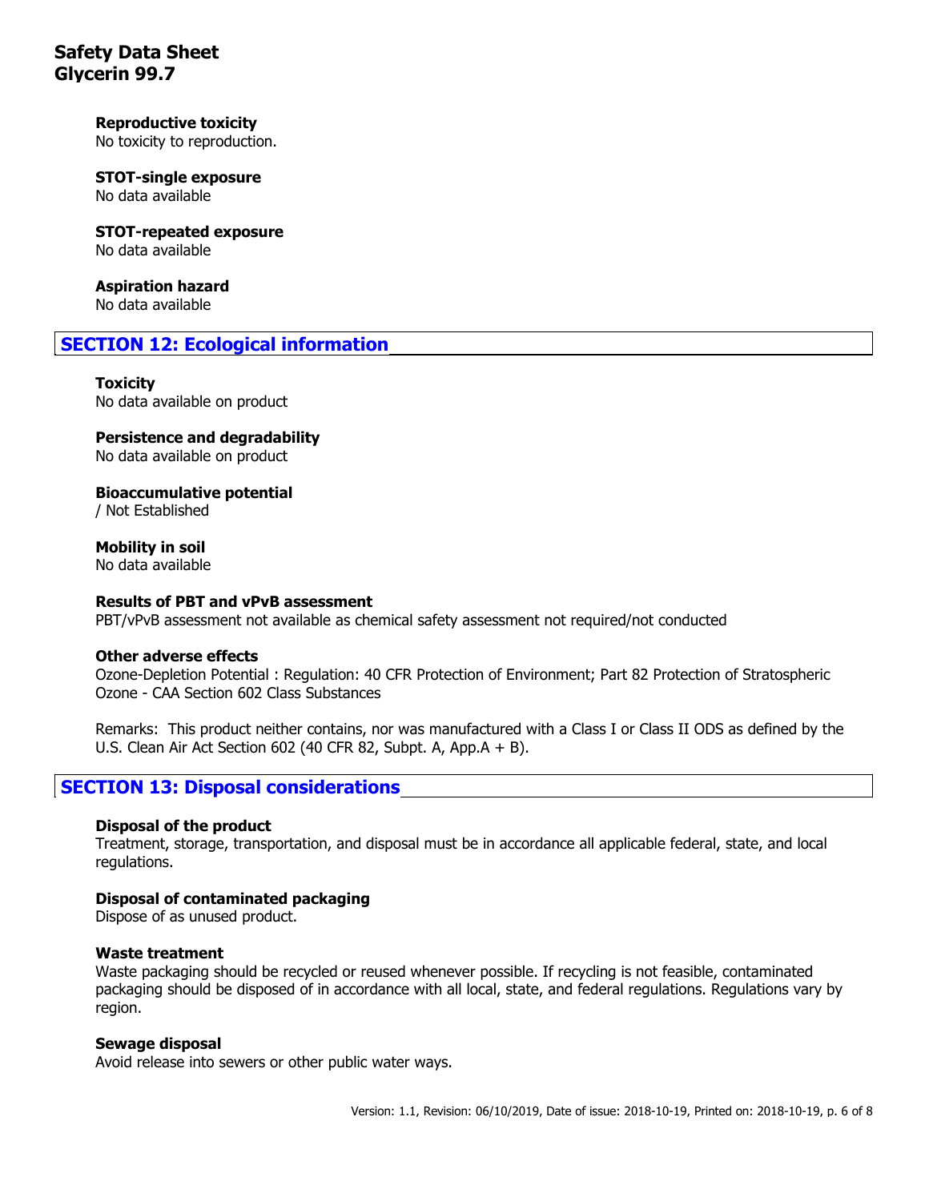**Reproductive toxicity**
No toxicity to reproduction.

**STOT-single exposure**
No data available

**STOT-repeated exposure**
No data available

**Aspiration hazard**
No data available

## SECTION 12: Ecological information

**Toxicity**
No data available on product

**Persistence and degradability**
No data available on product

**Bioaccumulative potential**
/ Not Established

**Mobility in soil**
No data available

**Results of PBT and vPvB assessment**
PBT/vPvB assessment not available as chemical safety assessment not required/not conducted

**Other adverse effects**
Ozone-Depletion Potential : Regulation: 40 CFR Protection of Environment; Part 82 Protection of Stratospheric Ozone - CAA Section 602 Class Substances

Remarks: This product neither contains, nor was manufactured with a Class I or Class II ODS as defined by the U.S. Clean Air Act Section 602 (40 CFR 82, Subpt. A, App.A + B).

## SECTION 13: Disposal considerations

**Disposal of the product**
Treatment, storage, transportation, and disposal must be in accordance all applicable federal, state, and local regulations.

**Disposal of contaminated packaging**
Dispose of as unused product.

**Waste treatment**
Waste packaging should be recycled or reused whenever possible. If recycling is not feasible, contaminated packaging should be disposed of in accordance with all local, state, and federal regulations. Regulations vary by region.

**Sewage disposal**
Avoid release into sewers or other public water ways.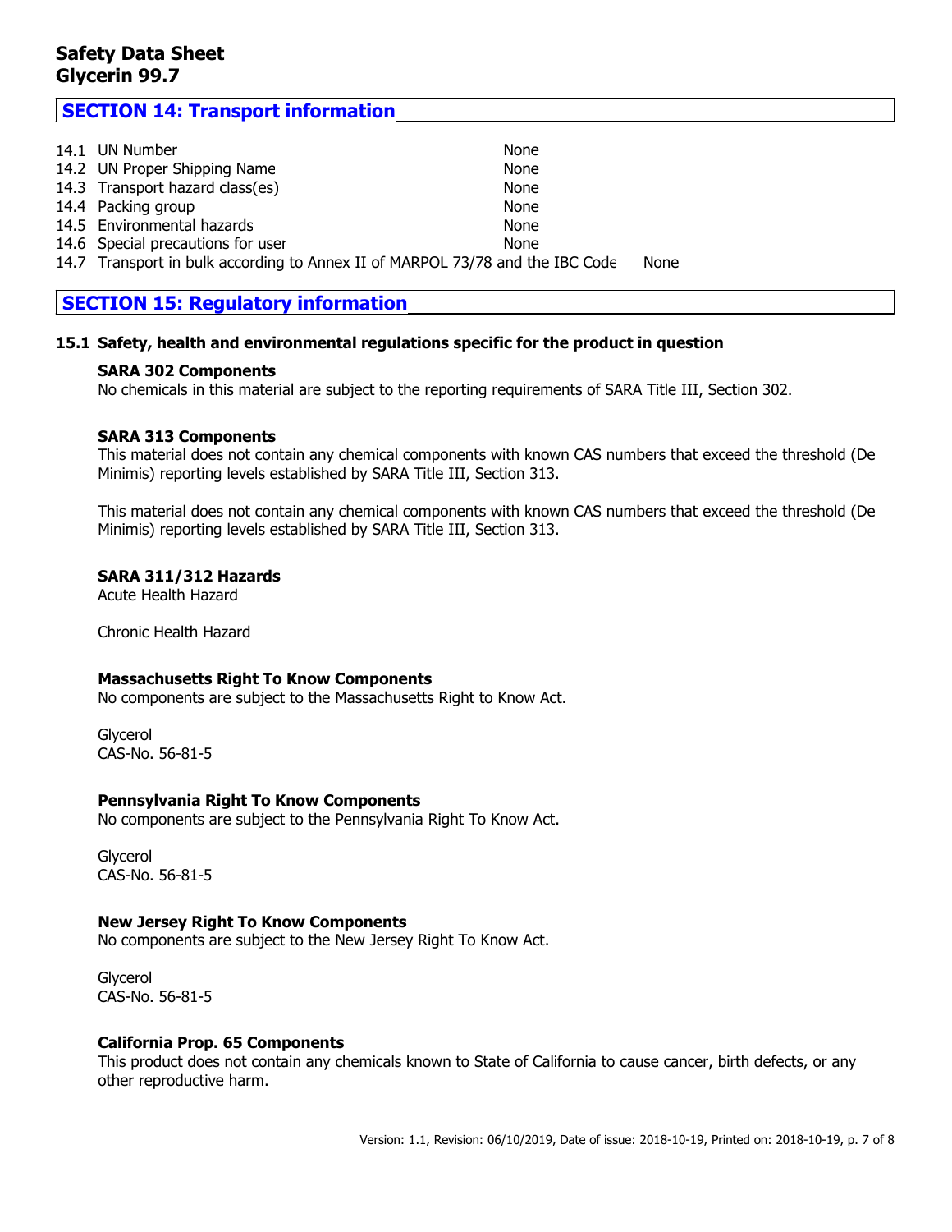## SECTION 14: Transport information

| | | |
|---|---|---|
| 14.1 | UN Number | None |
| 14.2 | UN Proper Shipping Name | None |
| 14.3 | Transport hazard class(es) | None |
| 14.4 | Packing group | None |
| 14.5 | Environmental hazards | None |
| 14.6 | Special precautions for user | None |
| 14.7 | Transport in bulk according to Annex II of MARPOL 73/78 and the IBC Code | None |

## SECTION 15: Regulatory information

### 15.1 Safety, health and environmental regulations specific for the product in question

**SARA 302 Components**
No chemicals in this material are subject to the reporting requirements of SARA Title III, Section 302.

**SARA 313 Components**
This material does not contain any chemical components with known CAS numbers that exceed the threshold (De Minimis) reporting levels established by SARA Title III, Section 313.

This material does not contain any chemical components with known CAS numbers that exceed the threshold (De Minimis) reporting levels established by SARA Title III, Section 313.

**SARA 311/312 Hazards**
Acute Health Hazard

Chronic Health Hazard

**Massachusetts Right To Know Components**
No components are subject to the Massachusetts Right to Know Act.

Glycerol
CAS-No. 56-81-5

**Pennsylvania Right To Know Components**
No components are subject to the Pennsylvania Right To Know Act.

Glycerol
CAS-No. 56-81-5

**New Jersey Right To Know Components**
No components are subject to the New Jersey Right To Know Act.

Glycerol
CAS-No. 56-81-5

**California Prop. 65 Components**
This product does not contain any chemicals known to State of California to cause cancer, birth defects, or any other reproductive harm.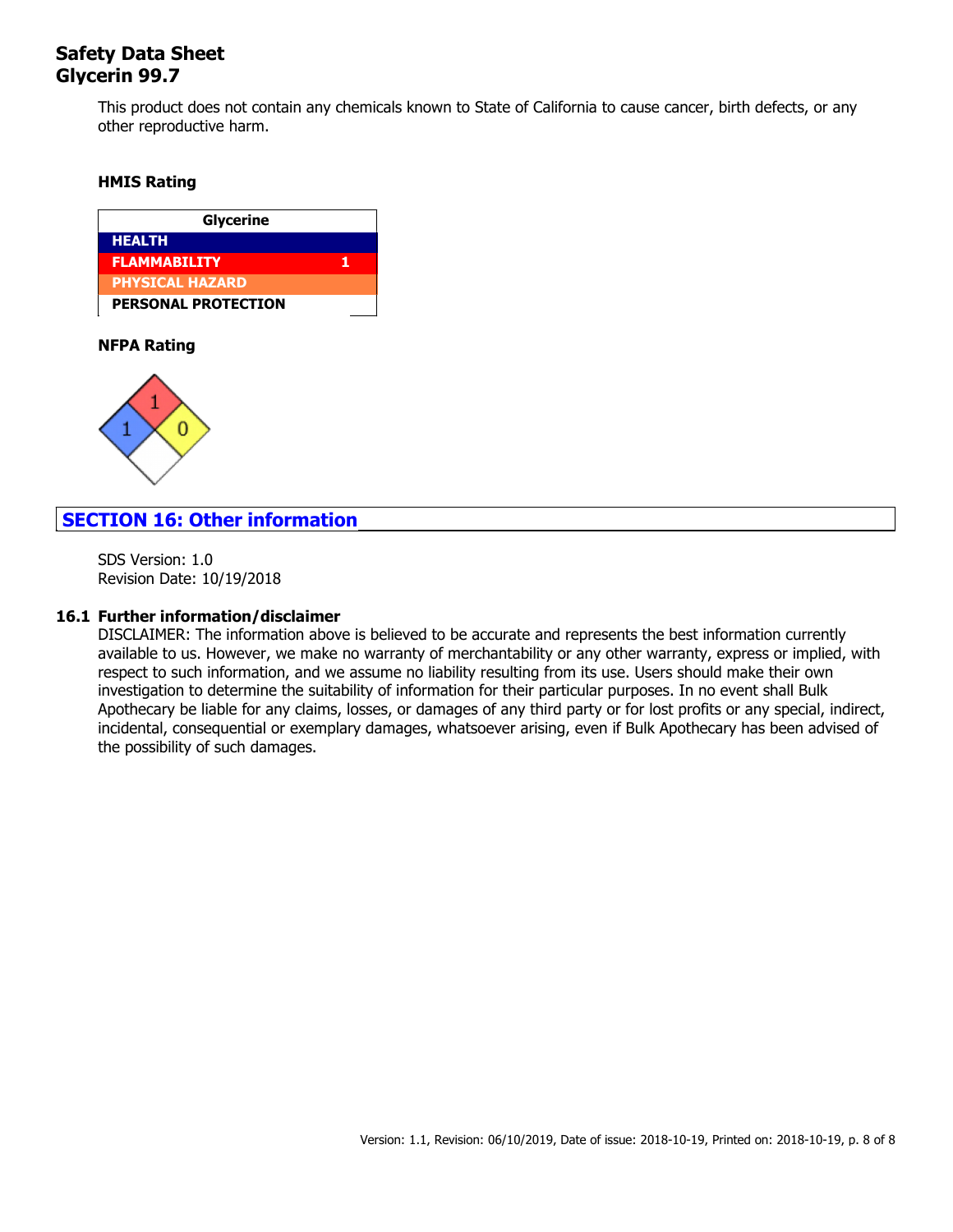This product does not contain any chemicals known to State of California to cause cancer, birth defects, or any other reproductive harm.

**HMIS Rating**

| Glycerine | |
|---|---|
| HEALTH | |
| FLAMMABILITY | 1 |
| PHYSICAL HAZARD | |
| PERSONAL PROTECTION | |

**NFPA Rating**

1
1
0

## SECTION 16: Other information

SDS Version: 1.0
Revision Date: 10/19/2018

### 16.1 Further information/disclaimer

DISCLAIMER: The information above is believed to be accurate and represents the best information currently available to us. However, we make no warranty of merchantability or any other warranty, express or implied, with respect to such information, and we assume no liability resulting from its use. Users should make their own investigation to determine the suitability of information for their particular purposes. In no event shall Bulk Apothecary be liable for any claims, losses, or damages of any third party or for lost profits or any special, indirect, incidental, consequential or exemplary damages, whatsoever arising, even if Bulk Apothecary has been advised of the possibility of such damages.